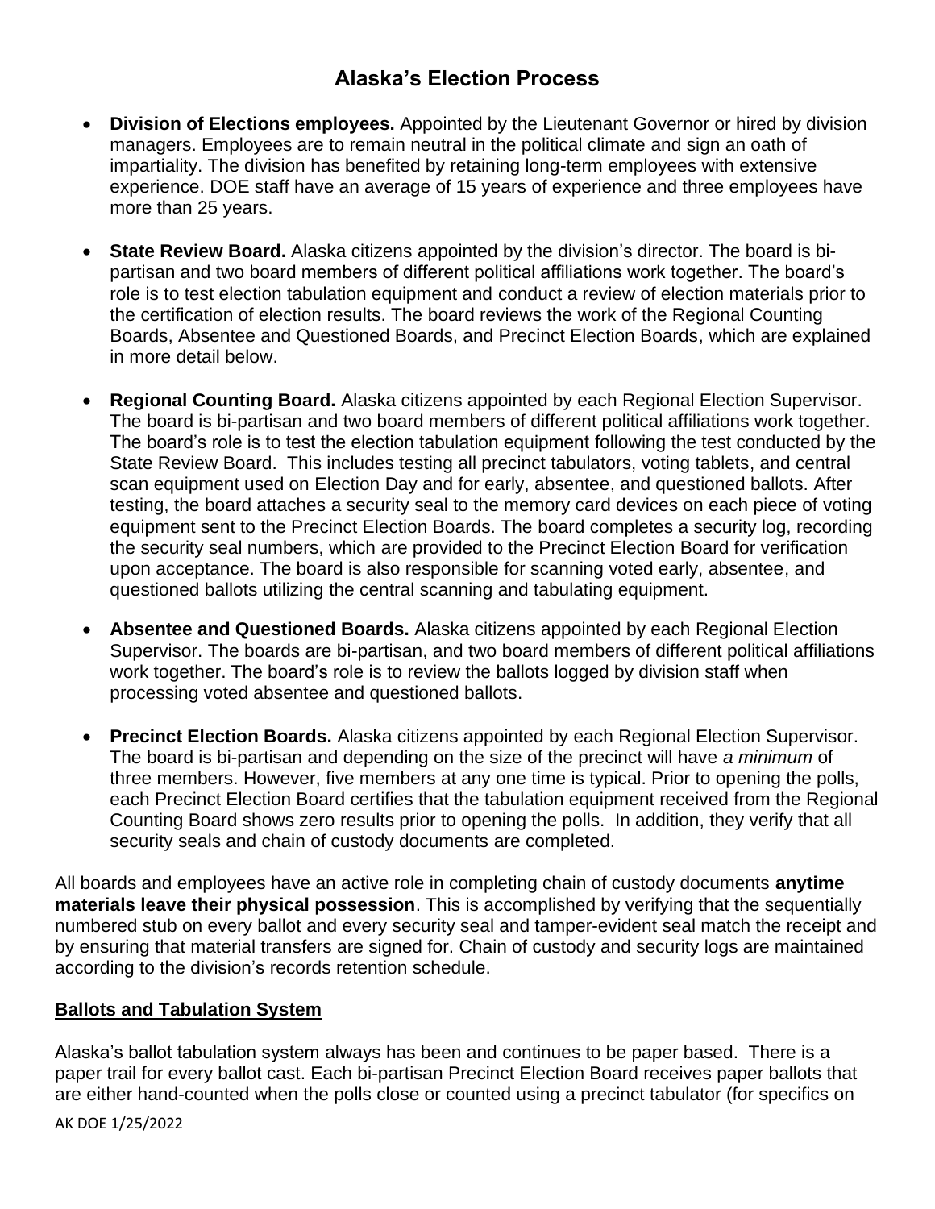# Alaska's Election Process

- **Division of Elections employees.** Appointed by the Lieutenant Governor or hired by division managers. Employees are to remain neutral in the political climate and sign an oath of impartiality. The division has benefited by retaining long-term employees with extensive experience. DOE staff have an average of 15 years of experience and three employees have more than 25 years.

- **State Review Board.** Alaska citizens appointed by the division's director. The board is bi-partisan and two board members of different political affiliations work together. The board's role is to test election tabulation equipment and conduct a review of election materials prior to the certification of election results. The board reviews the work of the Regional Counting Boards, Absentee and Questioned Boards, and Precinct Election Boards, which are explained in more detail below.

- **Regional Counting Board.** Alaska citizens appointed by each Regional Election Supervisor. The board is bi-partisan and two board members of different political affiliations work together. The board's role is to test the election tabulation equipment following the test conducted by the State Review Board. This includes testing all precinct tabulators, voting tablets, and central scan equipment used on Election Day and for early, absentee, and questioned ballots. After testing, the board attaches a security seal to the memory card devices on each piece of voting equipment sent to the Precinct Election Boards. The board completes a security log, recording the security seal numbers, which are provided to the Precinct Election Board for verification upon acceptance. The board is also responsible for scanning voted early, absentee, and questioned ballots utilizing the central scanning and tabulating equipment.

- **Absentee and Questioned Boards.** Alaska citizens appointed by each Regional Election Supervisor. The boards are bi-partisan, and two board members of different political affiliations work together. The board's role is to review the ballots logged by division staff when processing voted absentee and questioned ballots.

- **Precinct Election Boards.** Alaska citizens appointed by each Regional Election Supervisor. The board is bi-partisan and depending on the size of the precinct will have *a minimum* of three members. However, five members at any one time is typical. Prior to opening the polls, each Precinct Election Board certifies that the tabulation equipment received from the Regional Counting Board shows zero results prior to opening the polls. In addition, they verify that all security seals and chain of custody documents are completed.

All boards and employees have an active role in completing chain of custody documents **anytime materials leave their physical possession**. This is accomplished by verifying that the sequentially numbered stub on every ballot and every security seal and tamper-evident seal match the receipt and by ensuring that material transfers are signed for. Chain of custody and security logs are maintained according to the division's records retention schedule.

## Ballots and Tabulation System

Alaska's ballot tabulation system always has been and continues to be paper based. There is a paper trail for every ballot cast. Each bi-partisan Precinct Election Board receives paper ballots that are either hand-counted when the polls close or counted using a precinct tabulator (for specifics on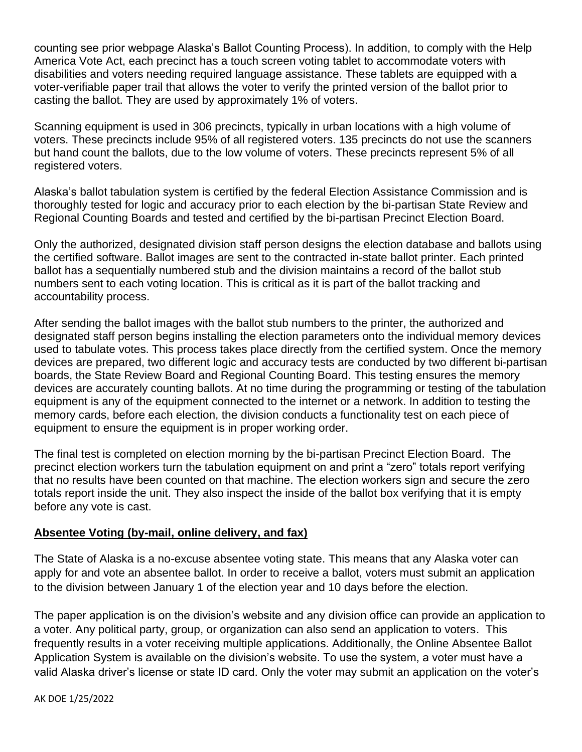counting see prior webpage Alaska's Ballot Counting Process). In addition, to comply with the Help America Vote Act, each precinct has a touch screen voting tablet to accommodate voters with disabilities and voters needing required language assistance. These tablets are equipped with a voter-verifiable paper trail that allows the voter to verify the printed version of the ballot prior to casting the ballot. They are used by approximately 1% of voters.

Scanning equipment is used in 306 precincts, typically in urban locations with a high volume of voters. These precincts include 95% of all registered voters. 135 precincts do not use the scanners but hand count the ballots, due to the low volume of voters. These precincts represent 5% of all registered voters.

Alaska's ballot tabulation system is certified by the federal Election Assistance Commission and is thoroughly tested for logic and accuracy prior to each election by the bi-partisan State Review and Regional Counting Boards and tested and certified by the bi-partisan Precinct Election Board.

Only the authorized, designated division staff person designs the election database and ballots using the certified software. Ballot images are sent to the contracted in-state ballot printer. Each printed ballot has a sequentially numbered stub and the division maintains a record of the ballot stub numbers sent to each voting location. This is critical as it is part of the ballot tracking and accountability process.

After sending the ballot images with the ballot stub numbers to the printer, the authorized and designated staff person begins installing the election parameters onto the individual memory devices used to tabulate votes. This process takes place directly from the certified system. Once the memory devices are prepared, two different logic and accuracy tests are conducted by two different bi-partisan boards, the State Review Board and Regional Counting Board. This testing ensures the memory devices are accurately counting ballots. At no time during the programming or testing of the tabulation equipment is any of the equipment connected to the internet or a network. In addition to testing the memory cards, before each election, the division conducts a functionality test on each piece of equipment to ensure the equipment is in proper working order.

The final test is completed on election morning by the bi-partisan Precinct Election Board. The precinct election workers turn the tabulation equipment on and print a "zero" totals report verifying that no results have been counted on that machine. The election workers sign and secure the zero totals report inside the unit. They also inspect the inside of the ballot box verifying that it is empty before any vote is cast.

## Absentee Voting (by-mail, online delivery, and fax)

The State of Alaska is a no-excuse absentee voting state. This means that any Alaska voter can apply for and vote an absentee ballot. In order to receive a ballot, voters must submit an application to the division between January 1 of the election year and 10 days before the election.

The paper application is on the division's website and any division office can provide an application to a voter. Any political party, group, or organization can also send an application to voters. This frequently results in a voter receiving multiple applications. Additionally, the Online Absentee Ballot Application System is available on the division's website. To use the system, a voter must have a valid Alaska driver's license or state ID card. Only the voter may submit an application on the voter's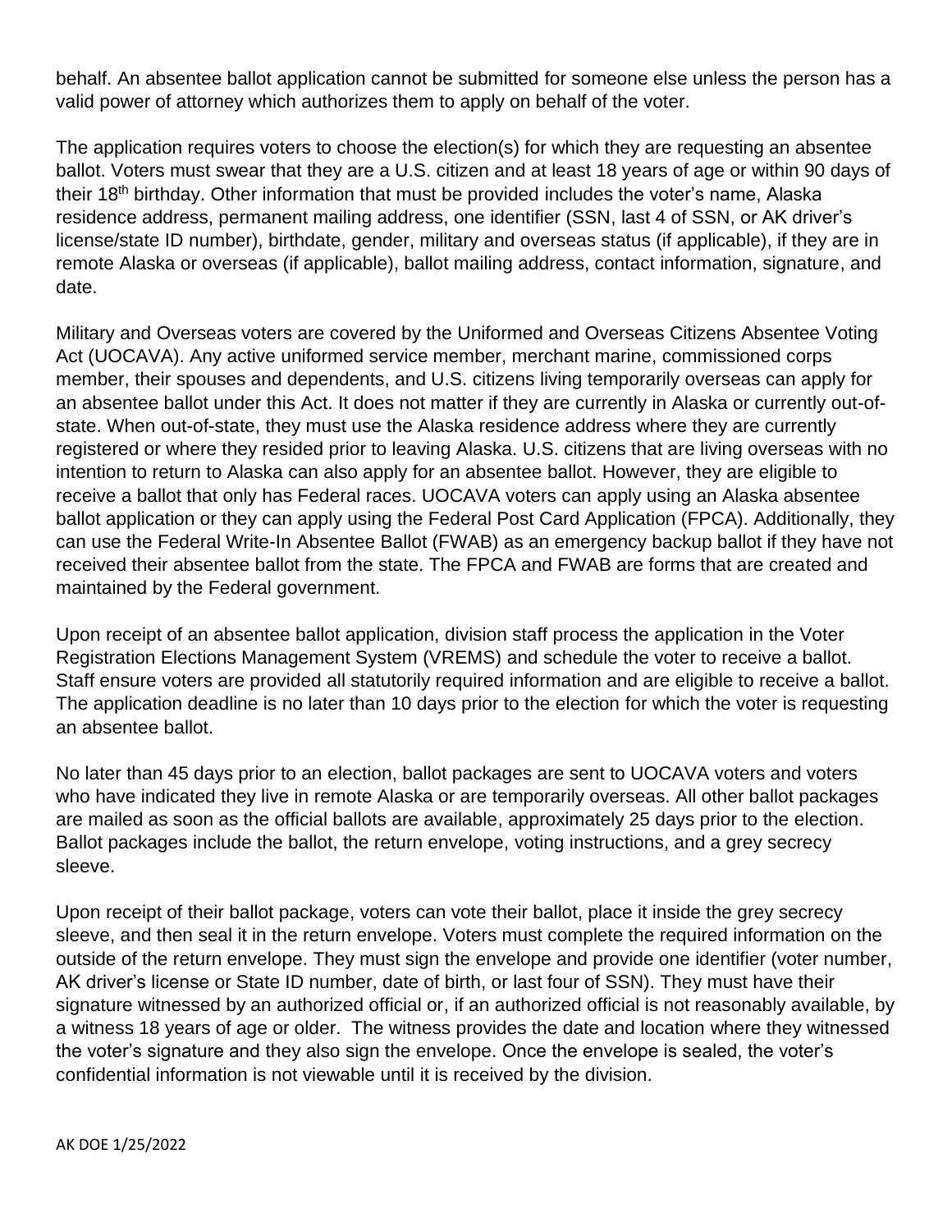behalf. An absentee ballot application cannot be submitted for someone else unless the person has a valid power of attorney which authorizes them to apply on behalf of the voter.

The application requires voters to choose the election(s) for which they are requesting an absentee ballot. Voters must swear that they are a U.S. citizen and at least 18 years of age or within 90 days of their 18th birthday. Other information that must be provided includes the voter's name, Alaska residence address, permanent mailing address, one identifier (SSN, last 4 of SSN, or AK driver's license/state ID number), birthdate, gender, military and overseas status (if applicable), if they are in remote Alaska or overseas (if applicable), ballot mailing address, contact information, signature, and date.

Military and Overseas voters are covered by the Uniformed and Overseas Citizens Absentee Voting Act (UOCAVA). Any active uniformed service member, merchant marine, commissioned corps member, their spouses and dependents, and U.S. citizens living temporarily overseas can apply for an absentee ballot under this Act. It does not matter if they are currently in Alaska or currently out-of-state. When out-of-state, they must use the Alaska residence address where they are currently registered or where they resided prior to leaving Alaska. U.S. citizens that are living overseas with no intention to return to Alaska can also apply for an absentee ballot. However, they are eligible to receive a ballot that only has Federal races. UOCAVA voters can apply using an Alaska absentee ballot application or they can apply using the Federal Post Card Application (FPCA). Additionally, they can use the Federal Write-In Absentee Ballot (FWAB) as an emergency backup ballot if they have not received their absentee ballot from the state. The FPCA and FWAB are forms that are created and maintained by the Federal government.

Upon receipt of an absentee ballot application, division staff process the application in the Voter Registration Elections Management System (VREMS) and schedule the voter to receive a ballot. Staff ensure voters are provided all statutorily required information and are eligible to receive a ballot. The application deadline is no later than 10 days prior to the election for which the voter is requesting an absentee ballot.

No later than 45 days prior to an election, ballot packages are sent to UOCAVA voters and voters who have indicated they live in remote Alaska or are temporarily overseas. All other ballot packages are mailed as soon as the official ballots are available, approximately 25 days prior to the election. Ballot packages include the ballot, the return envelope, voting instructions, and a grey secrecy sleeve.

Upon receipt of their ballot package, voters can vote their ballot, place it inside the grey secrecy sleeve, and then seal it in the return envelope. Voters must complete the required information on the outside of the return envelope. They must sign the envelope and provide one identifier (voter number, AK driver's license or State ID number, date of birth, or last four of SSN). They must have their signature witnessed by an authorized official or, if an authorized official is not reasonably available, by a witness 18 years of age or older. The witness provides the date and location where they witnessed the voter's signature and they also sign the envelope. Once the envelope is sealed, the voter's confidential information is not viewable until it is received by the division.

AK DOE 1/25/2022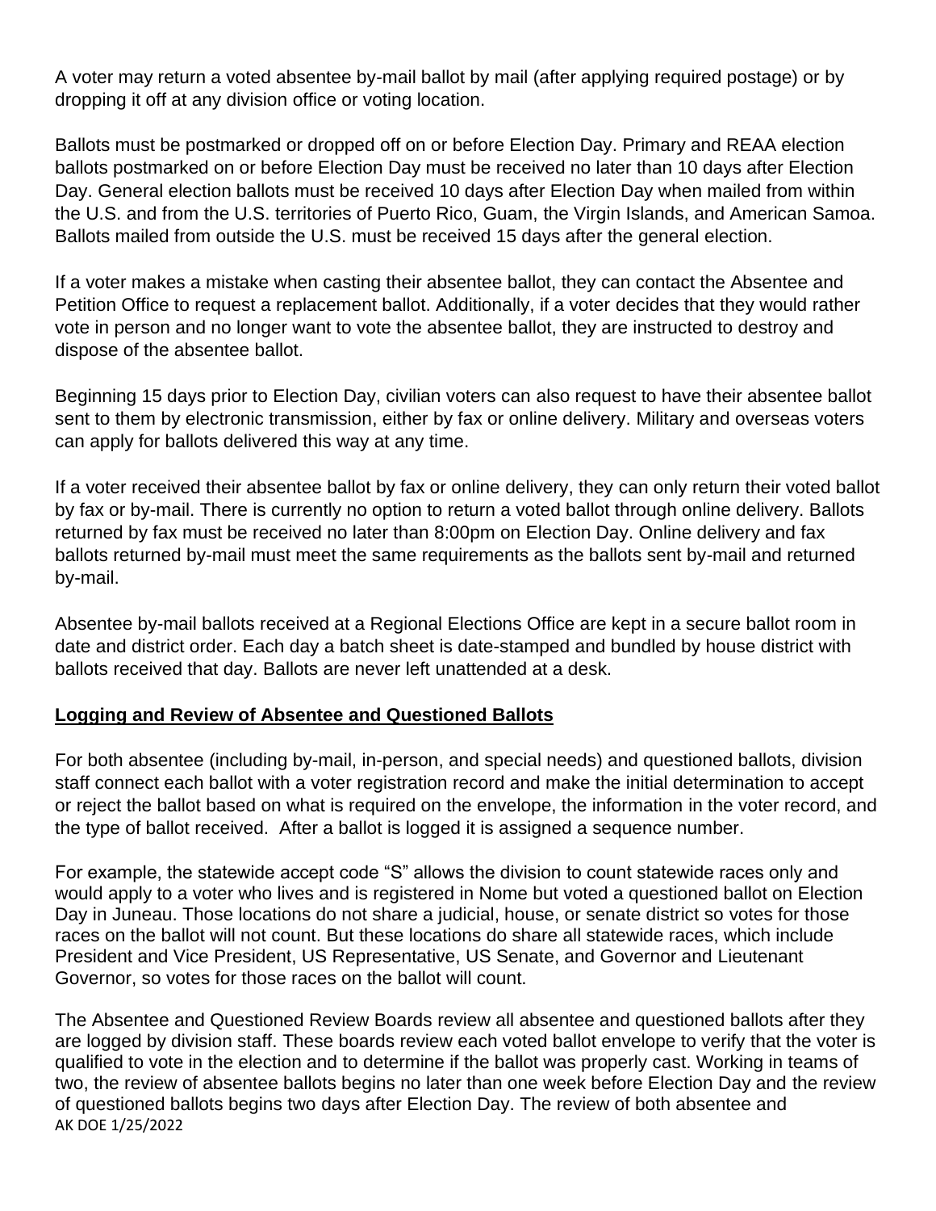A voter may return a voted absentee by-mail ballot by mail (after applying required postage) or by dropping it off at any division office or voting location.

Ballots must be postmarked or dropped off on or before Election Day. Primary and REAA election ballots postmarked on or before Election Day must be received no later than 10 days after Election Day. General election ballots must be received 10 days after Election Day when mailed from within the U.S. and from the U.S. territories of Puerto Rico, Guam, the Virgin Islands, and American Samoa. Ballots mailed from outside the U.S. must be received 15 days after the general election.

If a voter makes a mistake when casting their absentee ballot, they can contact the Absentee and Petition Office to request a replacement ballot. Additionally, if a voter decides that they would rather vote in person and no longer want to vote the absentee ballot, they are instructed to destroy and dispose of the absentee ballot.

Beginning 15 days prior to Election Day, civilian voters can also request to have their absentee ballot sent to them by electronic transmission, either by fax or online delivery. Military and overseas voters can apply for ballots delivered this way at any time.

If a voter received their absentee ballot by fax or online delivery, they can only return their voted ballot by fax or by-mail. There is currently no option to return a voted ballot through online delivery. Ballots returned by fax must be received no later than 8:00pm on Election Day. Online delivery and fax ballots returned by-mail must meet the same requirements as the ballots sent by-mail and returned by-mail.

Absentee by-mail ballots received at a Regional Elections Office are kept in a secure ballot room in date and district order. Each day a batch sheet is date-stamped and bundled by house district with ballots received that day. Ballots are never left unattended at a desk.

## Logging and Review of Absentee and Questioned Ballots

For both absentee (including by-mail, in-person, and special needs) and questioned ballots, division staff connect each ballot with a voter registration record and make the initial determination to accept or reject the ballot based on what is required on the envelope, the information in the voter record, and the type of ballot received. After a ballot is logged it is assigned a sequence number.

For example, the statewide accept code "S" allows the division to count statewide races only and would apply to a voter who lives and is registered in Nome but voted a questioned ballot on Election Day in Juneau. Those locations do not share a judicial, house, or senate district so votes for those races on the ballot will not count. But these locations do share all statewide races, which include President and Vice President, US Representative, US Senate, and Governor and Lieutenant Governor, so votes for those races on the ballot will count.

The Absentee and Questioned Review Boards review all absentee and questioned ballots after they are logged by division staff. These boards review each voted ballot envelope to verify that the voter is qualified to vote in the election and to determine if the ballot was properly cast. Working in teams of two, the review of absentee ballots begins no later than one week before Election Day and the review of questioned ballots begins two days after Election Day. The review of both absentee and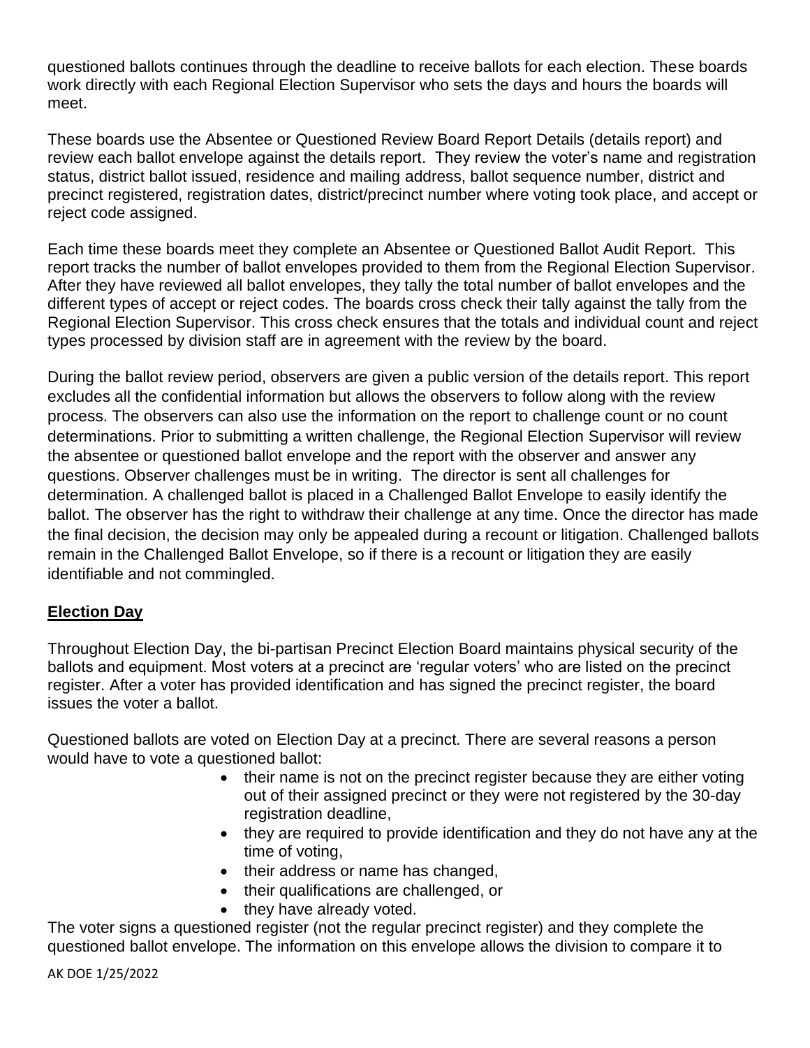questioned ballots continues through the deadline to receive ballots for each election. These boards work directly with each Regional Election Supervisor who sets the days and hours the boards will meet.

These boards use the Absentee or Questioned Review Board Report Details (details report) and review each ballot envelope against the details report. They review the voter's name and registration status, district ballot issued, residence and mailing address, ballot sequence number, district and precinct registered, registration dates, district/precinct number where voting took place, and accept or reject code assigned.

Each time these boards meet they complete an Absentee or Questioned Ballot Audit Report. This report tracks the number of ballot envelopes provided to them from the Regional Election Supervisor. After they have reviewed all ballot envelopes, they tally the total number of ballot envelopes and the different types of accept or reject codes. The boards cross check their tally against the tally from the Regional Election Supervisor. This cross check ensures that the totals and individual count and reject types processed by division staff are in agreement with the review by the board.

During the ballot review period, observers are given a public version of the details report. This report excludes all the confidential information but allows the observers to follow along with the review process. The observers can also use the information on the report to challenge count or no count determinations. Prior to submitting a written challenge, the Regional Election Supervisor will review the absentee or questioned ballot envelope and the report with the observer and answer any questions. Observer challenges must be in writing. The director is sent all challenges for determination. A challenged ballot is placed in a Challenged Ballot Envelope to easily identify the ballot. The observer has the right to withdraw their challenge at any time. Once the director has made the final decision, the decision may only be appealed during a recount or litigation. Challenged ballots remain in the Challenged Ballot Envelope, so if there is a recount or litigation they are easily identifiable and not commingled.

## Election Day

Throughout Election Day, the bi-partisan Precinct Election Board maintains physical security of the ballots and equipment. Most voters at a precinct are 'regular voters' who are listed on the precinct register. After a voter has provided identification and has signed the precinct register, the board issues the voter a ballot.

Questioned ballots are voted on Election Day at a precinct. There are several reasons a person would have to vote a questioned ballot:

- their name is not on the precinct register because they are either voting out of their assigned precinct or they were not registered by the 30-day registration deadline,
- they are required to provide identification and they do not have any at the time of voting,
- their address or name has changed,
- their qualifications are challenged, or
- they have already voted.

The voter signs a questioned register (not the regular precinct register) and they complete the questioned ballot envelope. The information on this envelope allows the division to compare it to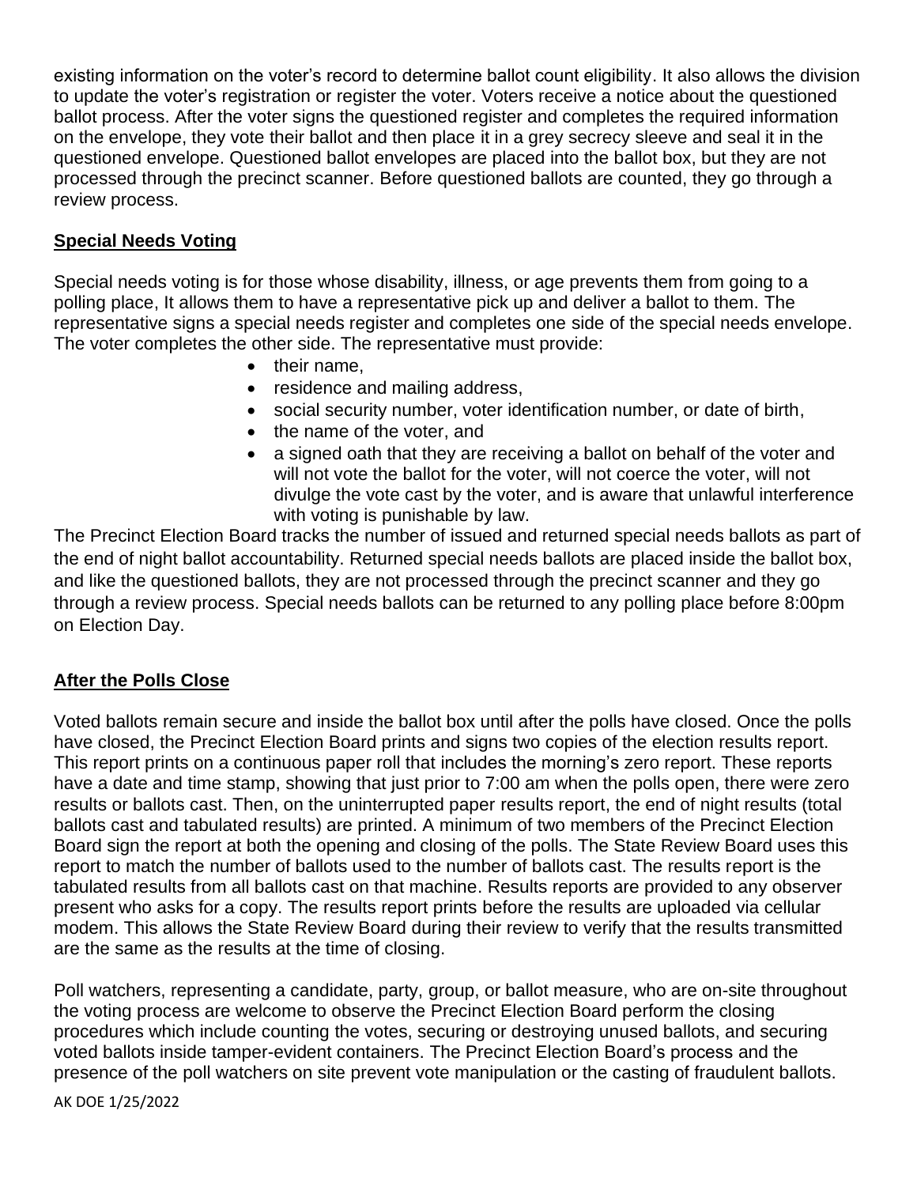existing information on the voter's record to determine ballot count eligibility. It also allows the division to update the voter's registration or register the voter. Voters receive a notice about the questioned ballot process. After the voter signs the questioned register and completes the required information on the envelope, they vote their ballot and then place it in a grey secrecy sleeve and seal it in the questioned envelope. Questioned ballot envelopes are placed into the ballot box, but they are not processed through the precinct scanner. Before questioned ballots are counted, they go through a review process.

## Special Needs Voting

Special needs voting is for those whose disability, illness, or age prevents them from going to a polling place, It allows them to have a representative pick up and deliver a ballot to them. The representative signs a special needs register and completes one side of the special needs envelope. The voter completes the other side. The representative must provide:

- their name,
- residence and mailing address,
- social security number, voter identification number, or date of birth,
- the name of the voter, and
- a signed oath that they are receiving a ballot on behalf of the voter and will not vote the ballot for the voter, will not coerce the voter, will not divulge the vote cast by the voter, and is aware that unlawful interference with voting is punishable by law.

The Precinct Election Board tracks the number of issued and returned special needs ballots as part of the end of night ballot accountability. Returned special needs ballots are placed inside the ballot box, and like the questioned ballots, they are not processed through the precinct scanner and they go through a review process. Special needs ballots can be returned to any polling place before 8:00pm on Election Day.

## After the Polls Close

Voted ballots remain secure and inside the ballot box until after the polls have closed. Once the polls have closed, the Precinct Election Board prints and signs two copies of the election results report. This report prints on a continuous paper roll that includes the morning's zero report. These reports have a date and time stamp, showing that just prior to 7:00 am when the polls open, there were zero results or ballots cast. Then, on the uninterrupted paper results report, the end of night results (total ballots cast and tabulated results) are printed. A minimum of two members of the Precinct Election Board sign the report at both the opening and closing of the polls. The State Review Board uses this report to match the number of ballots used to the number of ballots cast. The results report is the tabulated results from all ballots cast on that machine. Results reports are provided to any observer present who asks for a copy. The results report prints before the results are uploaded via cellular modem. This allows the State Review Board during their review to verify that the results transmitted are the same as the results at the time of closing.

Poll watchers, representing a candidate, party, group, or ballot measure, who are on-site throughout the voting process are welcome to observe the Precinct Election Board perform the closing procedures which include counting the votes, securing or destroying unused ballots, and securing voted ballots inside tamper-evident containers. The Precinct Election Board's process and the presence of the poll watchers on site prevent vote manipulation or the casting of fraudulent ballots.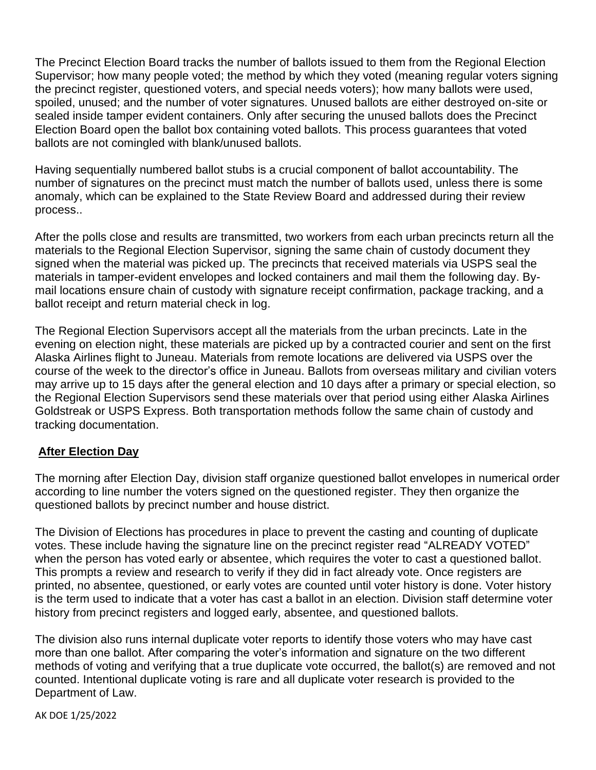The Precinct Election Board tracks the number of ballots issued to them from the Regional Election Supervisor; how many people voted; the method by which they voted (meaning regular voters signing the precinct register, questioned voters, and special needs voters); how many ballots were used, spoiled, unused; and the number of voter signatures. Unused ballots are either destroyed on-site or sealed inside tamper evident containers. Only after securing the unused ballots does the Precinct Election Board open the ballot box containing voted ballots. This process guarantees that voted ballots are not comingled with blank/unused ballots.

Having sequentially numbered ballot stubs is a crucial component of ballot accountability. The number of signatures on the precinct must match the number of ballots used, unless there is some anomaly, which can be explained to the State Review Board and addressed during their review process..

After the polls close and results are transmitted, two workers from each urban precincts return all the materials to the Regional Election Supervisor, signing the same chain of custody document they signed when the material was picked up. The precincts that received materials via USPS seal the materials in tamper-evident envelopes and locked containers and mail them the following day. By-mail locations ensure chain of custody with signature receipt confirmation, package tracking, and a ballot receipt and return material check in log.

The Regional Election Supervisors accept all the materials from the urban precincts. Late in the evening on election night, these materials are picked up by a contracted courier and sent on the first Alaska Airlines flight to Juneau. Materials from remote locations are delivered via USPS over the course of the week to the director's office in Juneau. Ballots from overseas military and civilian voters may arrive up to 15 days after the general election and 10 days after a primary or special election, so the Regional Election Supervisors send these materials over that period using either Alaska Airlines Goldstreak or USPS Express. Both transportation methods follow the same chain of custody and tracking documentation.

## After Election Day

The morning after Election Day, division staff organize questioned ballot envelopes in numerical order according to line number the voters signed on the questioned register. They then organize the questioned ballots by precinct number and house district.

The Division of Elections has procedures in place to prevent the casting and counting of duplicate votes. These include having the signature line on the precinct register read "ALREADY VOTED" when the person has voted early or absentee, which requires the voter to cast a questioned ballot. This prompts a review and research to verify if they did in fact already vote. Once registers are printed, no absentee, questioned, or early votes are counted until voter history is done. Voter history is the term used to indicate that a voter has cast a ballot in an election. Division staff determine voter history from precinct registers and logged early, absentee, and questioned ballots.

The division also runs internal duplicate voter reports to identify those voters who may have cast more than one ballot. After comparing the voter's information and signature on the two different methods of voting and verifying that a true duplicate vote occurred, the ballot(s) are removed and not counted. Intentional duplicate voting is rare and all duplicate voter research is provided to the Department of Law.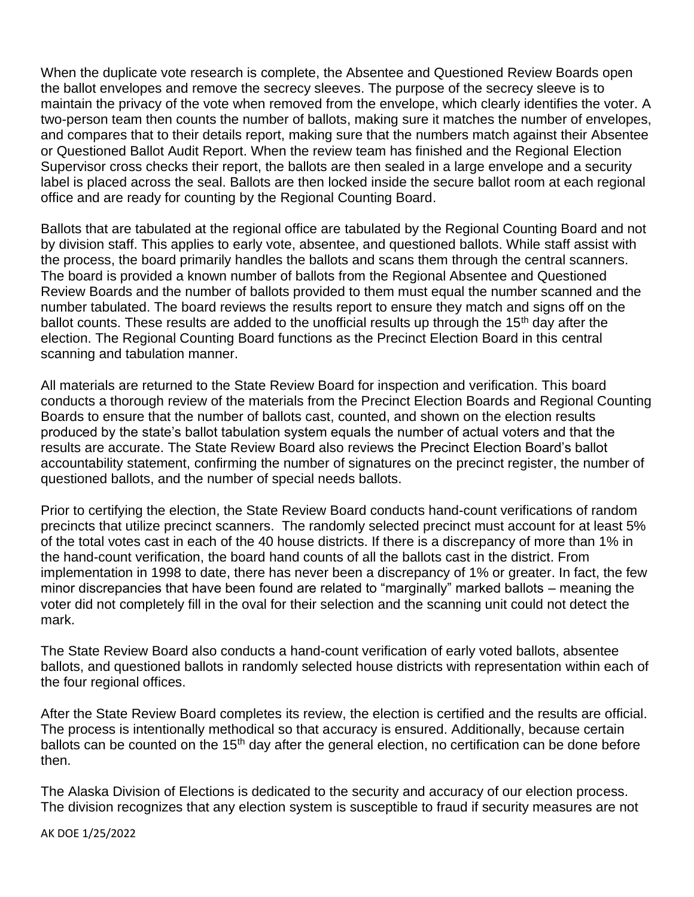When the duplicate vote research is complete, the Absentee and Questioned Review Boards open the ballot envelopes and remove the secrecy sleeves. The purpose of the secrecy sleeve is to maintain the privacy of the vote when removed from the envelope, which clearly identifies the voter. A two-person team then counts the number of ballots, making sure it matches the number of envelopes, and compares that to their details report, making sure that the numbers match against their Absentee or Questioned Ballot Audit Report. When the review team has finished and the Regional Election Supervisor cross checks their report, the ballots are then sealed in a large envelope and a security label is placed across the seal. Ballots are then locked inside the secure ballot room at each regional office and are ready for counting by the Regional Counting Board.

Ballots that are tabulated at the regional office are tabulated by the Regional Counting Board and not by division staff. This applies to early vote, absentee, and questioned ballots. While staff assist with the process, the board primarily handles the ballots and scans them through the central scanners. The board is provided a known number of ballots from the Regional Absentee and Questioned Review Boards and the number of ballots provided to them must equal the number scanned and the number tabulated. The board reviews the results report to ensure they match and signs off on the ballot counts. These results are added to the unofficial results up through the 15th day after the election. The Regional Counting Board functions as the Precinct Election Board in this central scanning and tabulation manner.

All materials are returned to the State Review Board for inspection and verification. This board conducts a thorough review of the materials from the Precinct Election Boards and Regional Counting Boards to ensure that the number of ballots cast, counted, and shown on the election results produced by the state's ballot tabulation system equals the number of actual voters and that the results are accurate. The State Review Board also reviews the Precinct Election Board's ballot accountability statement, confirming the number of signatures on the precinct register, the number of questioned ballots, and the number of special needs ballots.

Prior to certifying the election, the State Review Board conducts hand-count verifications of random precincts that utilize precinct scanners. The randomly selected precinct must account for at least 5% of the total votes cast in each of the 40 house districts. If there is a discrepancy of more than 1% in the hand-count verification, the board hand counts of all the ballots cast in the district. From implementation in 1998 to date, there has never been a discrepancy of 1% or greater. In fact, the few minor discrepancies that have been found are related to "marginally" marked ballots – meaning the voter did not completely fill in the oval for their selection and the scanning unit could not detect the mark.

The State Review Board also conducts a hand-count verification of early voted ballots, absentee ballots, and questioned ballots in randomly selected house districts with representation within each of the four regional offices.

After the State Review Board completes its review, the election is certified and the results are official. The process is intentionally methodical so that accuracy is ensured. Additionally, because certain ballots can be counted on the 15th day after the general election, no certification can be done before then.

The Alaska Division of Elections is dedicated to the security and accuracy of our election process. The division recognizes that any election system is susceptible to fraud if security measures are not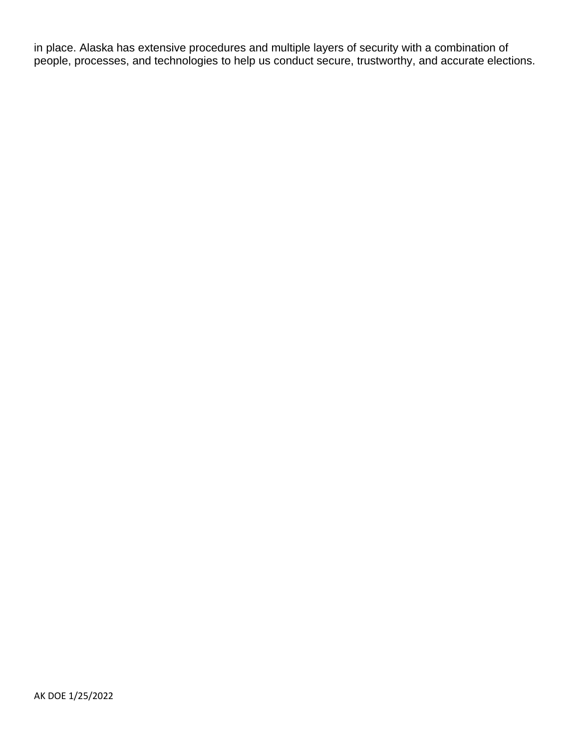in place. Alaska has extensive procedures and multiple layers of security with a combination of people, processes, and technologies to help us conduct secure, trustworthy, and accurate elections.